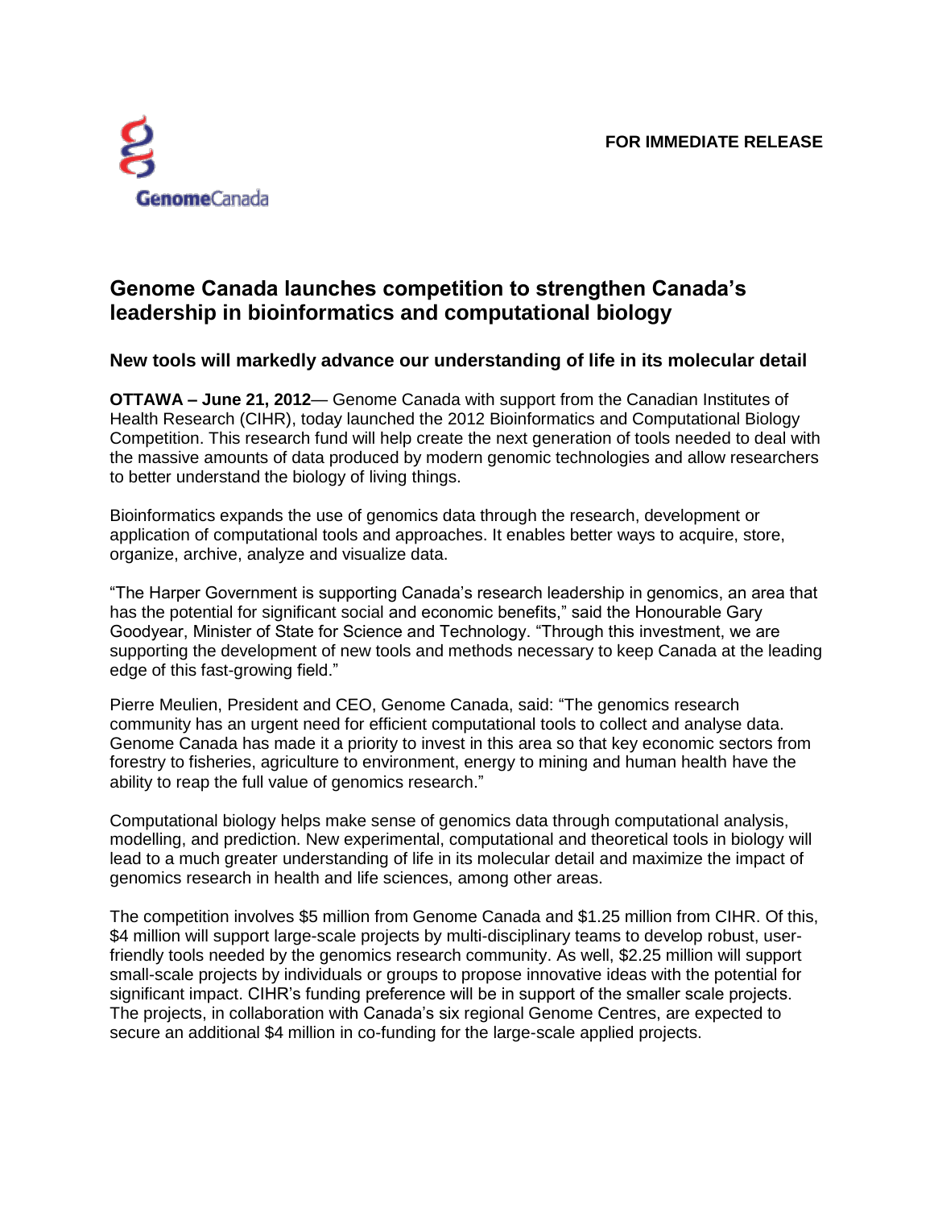**FOR IMMEDIATE RELEASE**

# Genome Canada launches competition to strengthen Canada's leadership in bioinformatics and computational biology

## New tools will markedly advance our understanding of life in its molecular detail

**OTTAWA – June 21, 2012**— Genome Canada with support from the Canadian Institutes of Health Research (CIHR), today launched the 2012 Bioinformatics and Computational Biology Competition. This research fund will help create the next generation of tools needed to deal with the massive amounts of data produced by modern genomic technologies and allow researchers to better understand the biology of living things.

Bioinformatics expands the use of genomics data through the research, development or application of computational tools and approaches. It enables better ways to acquire, store, organize, archive, analyze and visualize data.

"The Harper Government is supporting Canada's research leadership in genomics, an area that has the potential for significant social and economic benefits," said the Honourable Gary Goodyear, Minister of State for Science and Technology. "Through this investment, we are supporting the development of new tools and methods necessary to keep Canada at the leading edge of this fast-growing field."

Pierre Meulien, President and CEO, Genome Canada, said: "The genomics research community has an urgent need for efficient computational tools to collect and analyse data. Genome Canada has made it a priority to invest in this area so that key economic sectors from forestry to fisheries, agriculture to environment, energy to mining and human health have the ability to reap the full value of genomics research."

Computational biology helps make sense of genomics data through computational analysis, modelling, and prediction. New experimental, computational and theoretical tools in biology will lead to a much greater understanding of life in its molecular detail and maximize the impact of genomics research in health and life sciences, among other areas.

The competition involves $5 million from Genome Canada and $1.25 million from CIHR. Of this, $4 million will support large-scale projects by multi-disciplinary teams to develop robust, user-friendly tools needed by the genomics research community. As well, $2.25 million will support small-scale projects by individuals or groups to propose innovative ideas with the potential for significant impact. CIHR's funding preference will be in support of the smaller scale projects. The projects, in collaboration with Canada's six regional Genome Centres, are expected to secure an additional $4 million in co-funding for the large-scale applied projects.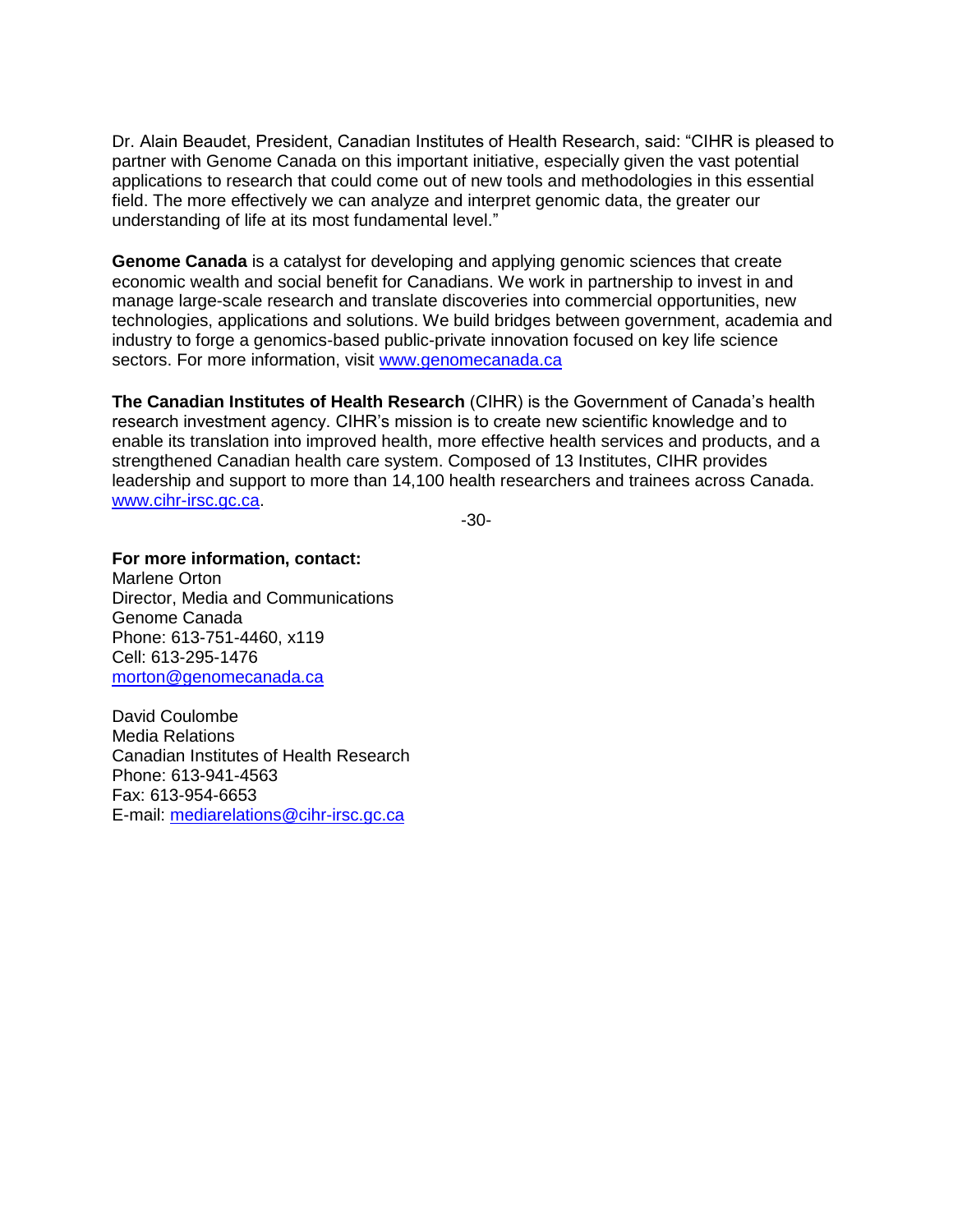Dr. Alain Beaudet, President, Canadian Institutes of Health Research, said: "CIHR is pleased to partner with Genome Canada on this important initiative, especially given the vast potential applications to research that could come out of new tools and methodologies in this essential field. The more effectively we can analyze and interpret genomic data, the greater our understanding of life at its most fundamental level."

**Genome Canada** is a catalyst for developing and applying genomic sciences that create economic wealth and social benefit for Canadians. We work in partnership to invest in and manage large-scale research and translate discoveries into commercial opportunities, new technologies, applications and solutions. We build bridges between government, academia and industry to forge a genomics-based public-private innovation focused on key life science sectors. For more information, visit www.genomecanada.ca

**The Canadian Institutes of Health Research** (CIHR) is the Government of Canada's health research investment agency. CIHR's mission is to create new scientific knowledge and to enable its translation into improved health, more effective health services and products, and a strengthened Canadian health care system. Composed of 13 Institutes, CIHR provides leadership and support to more than 14,100 health researchers and trainees across Canada. www.cihr-irsc.gc.ca.

-30-

**For more information, contact:**
Marlene Orton
Director, Media and Communications
Genome Canada
Phone: 613-751-4460, x119
Cell: 613-295-1476
morton@genomecanada.ca

David Coulombe
Media Relations
Canadian Institutes of Health Research
Phone: 613-941-4563
Fax: 613-954-6653
E-mail: mediarelations@cihr-irsc.gc.ca